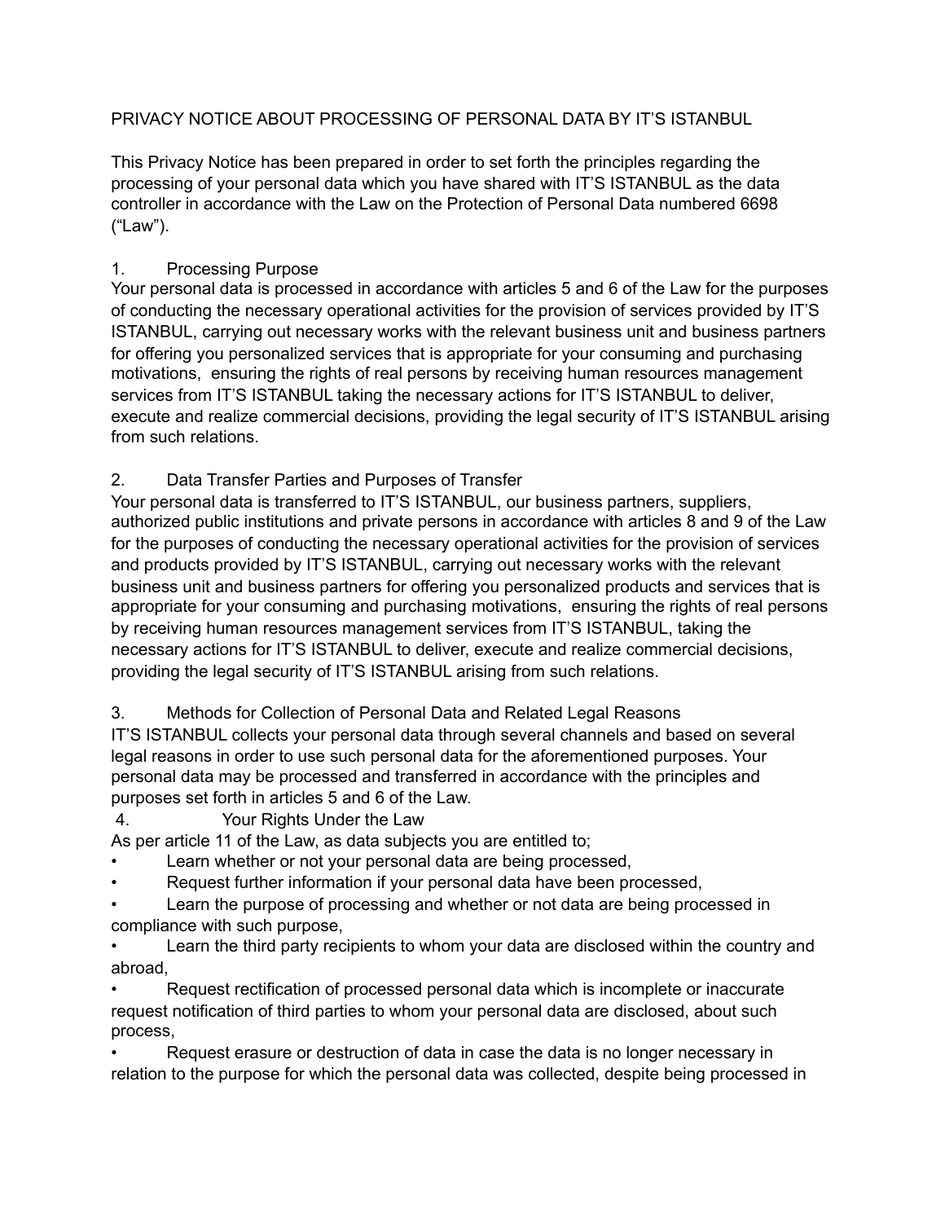# PRIVACY NOTICE ABOUT PROCESSING OF PERSONAL DATA BY IT'S ISTANBUL

This Privacy Notice has been prepared in order to set forth the principles regarding the processing of your personal data which you have shared with IT'S ISTANBUL as the data controller in accordance with the Law on the Protection of Personal Data numbered 6698 ("Law").

## 1. Processing Purpose

Your personal data is processed in accordance with articles 5 and 6 of the Law for the purposes of conducting the necessary operational activities for the provision of services provided by IT'S ISTANBUL, carrying out necessary works with the relevant business unit and business partners for offering you personalized services that is appropriate for your consuming and purchasing motivations, ensuring the rights of real persons by receiving human resources management services from IT'S ISTANBUL taking the necessary actions for IT'S ISTANBUL to deliver, execute and realize commercial decisions, providing the legal security of IT'S ISTANBUL arising from such relations.

## 2. Data Transfer Parties and Purposes of Transfer

Your personal data is transferred to IT'S ISTANBUL, our business partners, suppliers, authorized public institutions and private persons in accordance with articles 8 and 9 of the Law for the purposes of conducting the necessary operational activities for the provision of services and products provided by IT'S ISTANBUL, carrying out necessary works with the relevant business unit and business partners for offering you personalized products and services that is appropriate for your consuming and purchasing motivations, ensuring the rights of real persons by receiving human resources management services from IT'S ISTANBUL, taking the necessary actions for IT'S ISTANBUL to deliver, execute and realize commercial decisions, providing the legal security of IT'S ISTANBUL arising from such relations.

## 3. Methods for Collection of Personal Data and Related Legal Reasons

IT'S ISTANBUL collects your personal data through several channels and based on several legal reasons in order to use such personal data for the aforementioned purposes. Your personal data may be processed and transferred in accordance with the principles and purposes set forth in articles 5 and 6 of the Law.

## 4. Your Rights Under the Law

As per article 11 of the Law, as data subjects you are entitled to;

- Learn whether or not your personal data are being processed,
- Request further information if your personal data have been processed,
- Learn the purpose of processing and whether or not data are being processed in compliance with such purpose,
- Learn the third party recipients to whom your data are disclosed within the country and abroad,
- Request rectification of processed personal data which is incomplete or inaccurate request notification of third parties to whom your personal data are disclosed, about such process,
- Request erasure or destruction of data in case the data is no longer necessary in relation to the purpose for which the personal data was collected, despite being processed in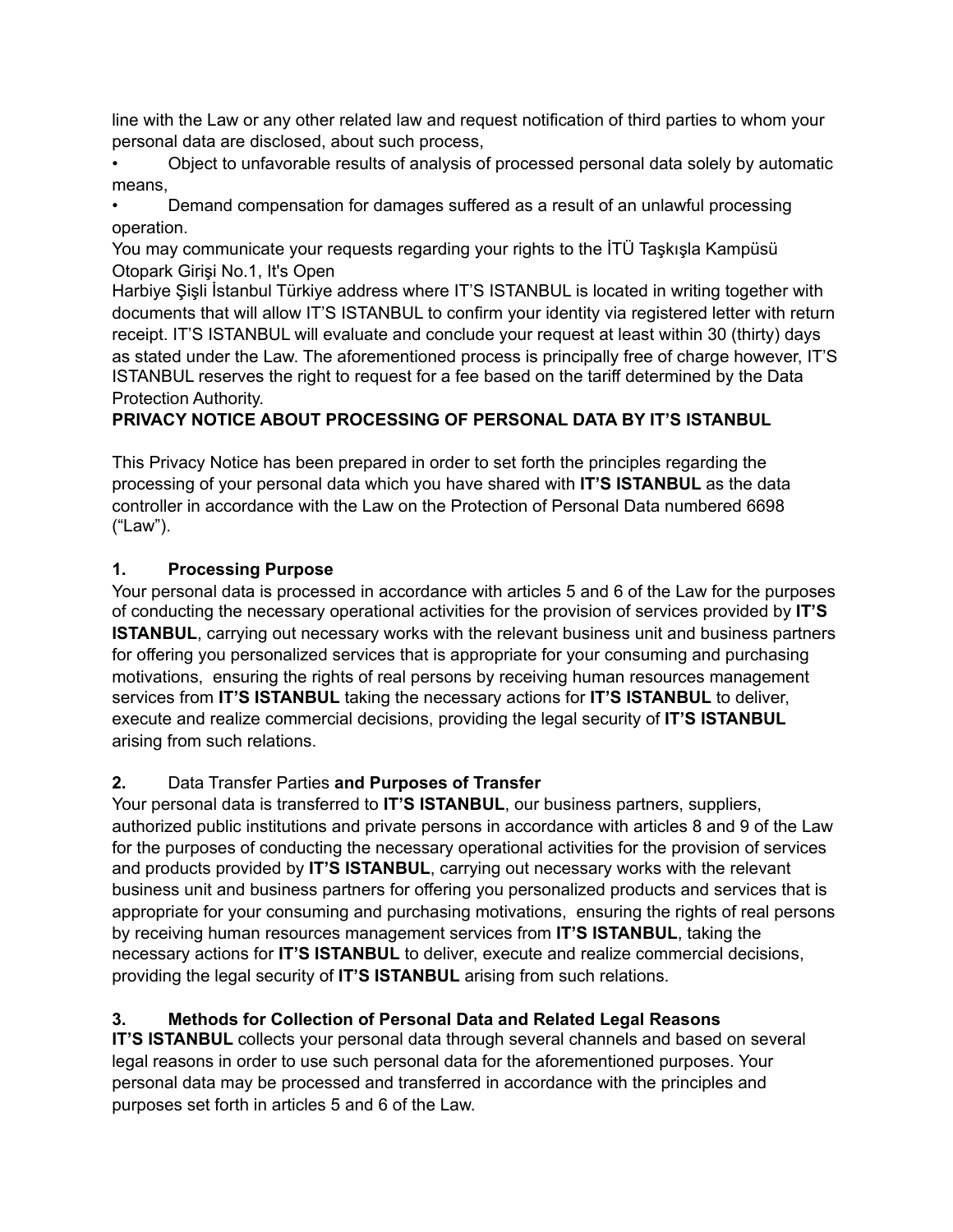line with the Law or any other related law and request notification of third parties to whom your personal data are disclosed, about such process,

- Object to unfavorable results of analysis of processed personal data solely by automatic means,
- Demand compensation for damages suffered as a result of an unlawful processing operation.

You may communicate your requests regarding your rights to the İTÜ Taşkışla Kampüsü Otopark Girişi No.1, It's Open Harbiye Şişli İstanbul Türkiye address where IT'S ISTANBUL is located in writing together with documents that will allow IT'S ISTANBUL to confirm your identity via registered letter with return receipt. IT'S ISTANBUL will evaluate and conclude your request at least within 30 (thirty) days as stated under the Law. The aforementioned process is principally free of charge however, IT'S ISTANBUL reserves the right to request for a fee based on the tariff determined by the Data Protection Authority.

**PRIVACY NOTICE ABOUT PROCESSING OF PERSONAL DATA BY IT'S ISTANBUL**

This Privacy Notice has been prepared in order to set forth the principles regarding the processing of your personal data which you have shared with **IT'S ISTANBUL** as the data controller in accordance with the Law on the Protection of Personal Data numbered 6698 ("Law").

**1. Processing Purpose**

Your personal data is processed in accordance with articles 5 and 6 of the Law for the purposes of conducting the necessary operational activities for the provision of services provided by **IT'S ISTANBUL**, carrying out necessary works with the relevant business unit and business partners for offering you personalized services that is appropriate for your consuming and purchasing motivations, ensuring the rights of real persons by receiving human resources management services from **IT'S ISTANBUL** taking the necessary actions for **IT'S ISTANBUL** to deliver, execute and realize commercial decisions, providing the legal security of **IT'S ISTANBUL** arising from such relations.

**2.** Data Transfer Parties **and Purposes of Transfer**

Your personal data is transferred to **IT'S ISTANBUL**, our business partners, suppliers, authorized public institutions and private persons in accordance with articles 8 and 9 of the Law for the purposes of conducting the necessary operational activities for the provision of services and products provided by **IT'S ISTANBUL**, carrying out necessary works with the relevant business unit and business partners for offering you personalized products and services that is appropriate for your consuming and purchasing motivations, ensuring the rights of real persons by receiving human resources management services from **IT'S ISTANBUL**, taking the necessary actions for **IT'S ISTANBUL** to deliver, execute and realize commercial decisions, providing the legal security of **IT'S ISTANBUL** arising from such relations.

**3. Methods for Collection of Personal Data and Related Legal Reasons**

**IT'S ISTANBUL** collects your personal data through several channels and based on several legal reasons in order to use such personal data for the aforementioned purposes. Your personal data may be processed and transferred in accordance with the principles and purposes set forth in articles 5 and 6 of the Law.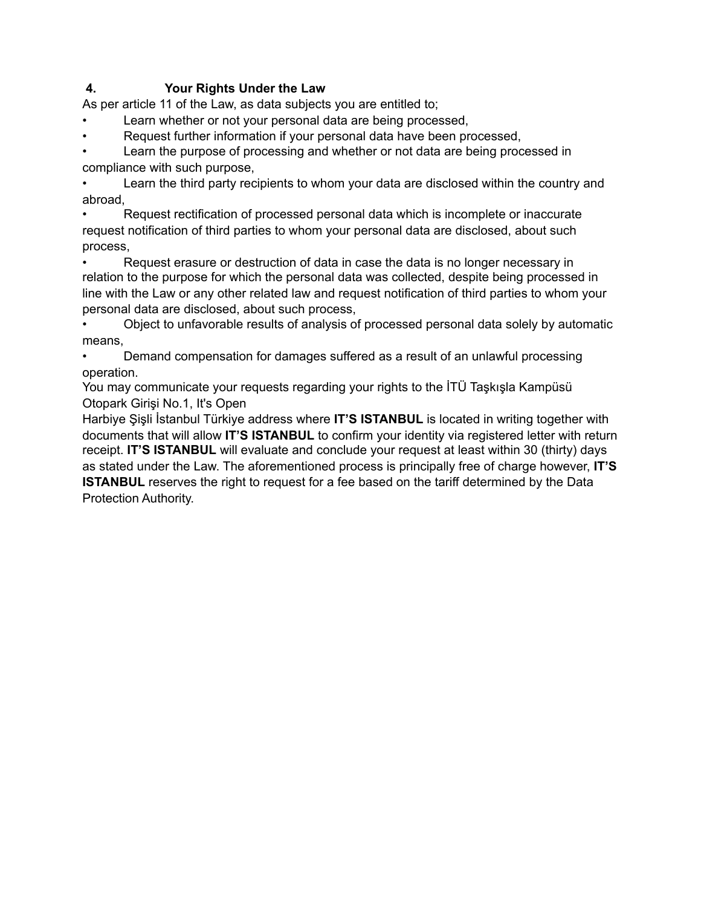## 4. Your Rights Under the Law

As per article 11 of the Law, as data subjects you are entitled to;

- Learn whether or not your personal data are being processed,
- Request further information if your personal data have been processed,
- Learn the purpose of processing and whether or not data are being processed in compliance with such purpose,
- Learn the third party recipients to whom your data are disclosed within the country and abroad,
- Request rectification of processed personal data which is incomplete or inaccurate request notification of third parties to whom your personal data are disclosed, about such process,
- Request erasure or destruction of data in case the data is no longer necessary in relation to the purpose for which the personal data was collected, despite being processed in line with the Law or any other related law and request notification of third parties to whom your personal data are disclosed, about such process,
- Object to unfavorable results of analysis of processed personal data solely by automatic means,
- Demand compensation for damages suffered as a result of an unlawful processing operation.

You may communicate your requests regarding your rights to the İTÜ Taşkışla Kampüsü Otopark Girişi No.1, It's Open Harbiye Şişli İstanbul Türkiye address where **IT'S ISTANBUL** is located in writing together with documents that will allow **IT'S ISTANBUL** to confirm your identity via registered letter with return receipt. **IT'S ISTANBUL** will evaluate and conclude your request at least within 30 (thirty) days as stated under the Law. The aforementioned process is principally free of charge however, **IT'S ISTANBUL** reserves the right to request for a fee based on the tariff determined by the Data Protection Authority.